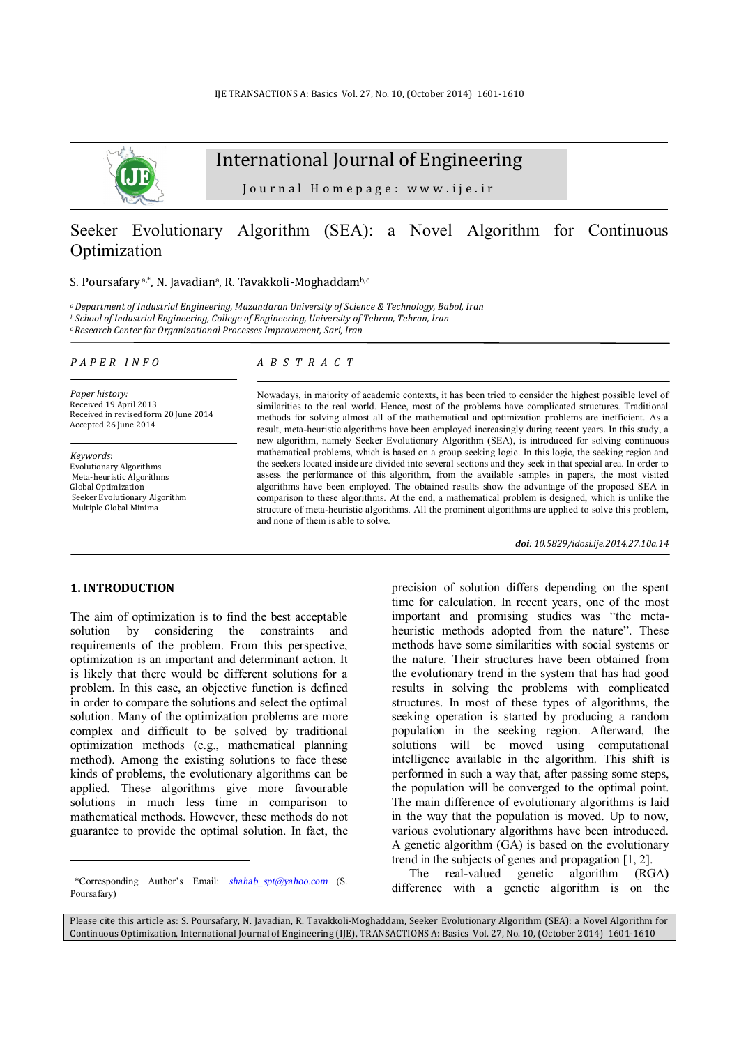# International Journal of Engineering

Journal Homepage: www.ije.ir

## Seeker Evolutionary Algorithm (SEA): a Novel Algorithm for Continuous Optimization

S. Poursafary[a,*], N. Javadian[a], R. Tavakkoli-Moghaddam[b,c]

[a] *Department of Industrial Engineering, Mazandaran University of Science & Technology, Babol, Iran*
[b] *School of Industrial Engineering, College of Engineering, University of Tehran, Tehran, Iran*
[c] *Research Center for Organizational Processes Improvement, Sari, Iran*

*PAPER INFO*

*Paper history:*
Received 19 April 2013
Received in revised form 20 June 2014
Accepted 26 June 2014

*Keywords*:
Evolutionary Algorithms
Meta-heuristic Algorithms
Global Optimization
Seeker Evolutionary Algorithm
Multiple Global Minima

*ABSTRACT*

Nowadays, in majority of academic contexts, it has been tried to consider the highest possible level of similarities to the real world. Hence, most of the problems have complicated structures. Traditional methods for solving almost all of the mathematical and optimization problems are inefficient. As a result, meta-heuristic algorithms have been employed increasingly during recent years. In this study, a new algorithm, namely Seeker Evolutionary Algorithm (SEA), is introduced for solving continuous mathematical problems, which is based on a group seeking logic. In this logic, the seeking region and the seekers located inside are divided into several sections and they seek in that special area. In order to assess the performance of this algorithm, from the available samples in papers, the most visited algorithms have been employed. The obtained results show the advantage of the proposed SEA in comparison to these algorithms. At the end, a mathematical problem is designed, which is unlike the structure of meta-heuristic algorithms. All the prominent algorithms are applied to solve this problem, and none of them is able to solve.

***doi**: 10.5829/idosi.ije.2014.27.10a.14*

## 1. INTRODUCTION

The aim of optimization is to find the best acceptable solution by considering the constraints and requirements of the problem. From this perspective, optimization is an important and determinant action. It is likely that there would be different solutions for a problem. In this case, an objective function is defined in order to compare the solutions and select the optimal solution. Many of the optimization problems are more complex and difficult to be solved by traditional optimization methods (e.g., mathematical planning method). Among the existing solutions to face these kinds of problems, the evolutionary algorithms can be applied. These algorithms give more favourable solutions in much less time in comparison to mathematical methods. However, these methods do not guarantee to provide the optimal solution. In fact, the precision of solution differs depending on the spent time for calculation. In recent years, one of the most important and promising studies was "the meta-heuristic methods adopted from the nature". These methods have some similarities with social systems or the nature. Their structures have been obtained from the evolutionary trend in the system that has had good results in solving the problems with complicated structures. In most of these types of algorithms, the seeking operation is started by producing a random population in the seeking region. Afterward, the solutions will be moved using computational intelligence available in the algorithm. This shift is performed in such a way that, after passing some steps, the population will be converged to the optimal point. The main difference of evolutionary algorithms is laid in the way that the population is moved. Up to now, various evolutionary algorithms have been introduced. A genetic algorithm (GA) is based on the evolutionary trend in the subjects of genes and propagation [1, 2].

The real-valued genetic algorithm (RGA) difference with a genetic algorithm is on the

*Corresponding Author's Email: shahab_spt@yahoo.com (S. Poursafary)

Please cite this article as: S. Poursafary, N. Javadian, R. Tavakkoli-Moghaddam, Seeker Evolutionary Algorithm (SEA): a Novel Algorithm for Continuous Optimization, International Journal of Engineering (IJE), TRANSACTIONS A: Basics Vol. 27, No. 10, (October 2014) 1601-1610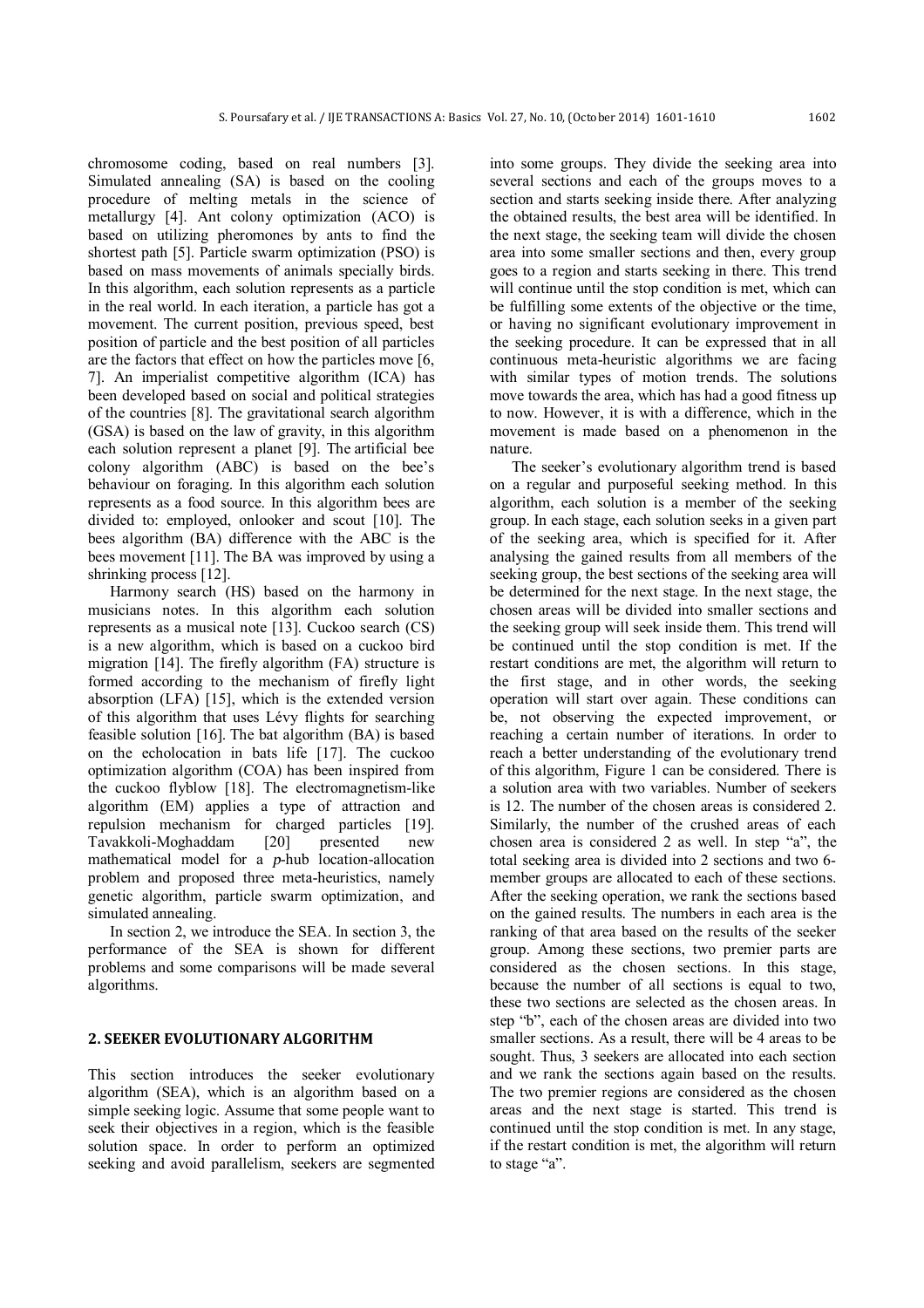chromosome coding, based on real numbers [3]. Simulated annealing (SA) is based on the cooling procedure of melting metals in the science of metallurgy [4]. Ant colony optimization (ACO) is based on utilizing pheromones by ants to find the shortest path [5]. Particle swarm optimization (PSO) is based on mass movements of animals specially birds. In this algorithm, each solution represents as a particle in the real world. In each iteration, a particle has got a movement. The current position, previous speed, best position of particle and the best position of all particles are the factors that effect on how the particles move [6, 7]. An imperialist competitive algorithm (ICA) has been developed based on social and political strategies of the countries [8]. The gravitational search algorithm (GSA) is based on the law of gravity, in this algorithm each solution represent a planet [9]. The artificial bee colony algorithm (ABC) is based on the bee's behaviour on foraging. In this algorithm each solution represents as a food source. In this algorithm bees are divided to: employed, onlooker and scout [10]. The bees algorithm (BA) difference with the ABC is the bees movement [11]. The BA was improved by using a shrinking process [12].

Harmony search (HS) based on the harmony in musicians notes. In this algorithm each solution represents as a musical note [13]. Cuckoo search (CS) is a new algorithm, which is based on a cuckoo bird migration [14]. The firefly algorithm (FA) structure is formed according to the mechanism of firefly light absorption (LFA) [15], which is the extended version of this algorithm that uses Lévy flights for searching feasible solution [16]. The bat algorithm (BA) is based on the echolocation in bats life [17]. The cuckoo optimization algorithm (COA) has been inspired from the cuckoo flyblow [18]. The electromagnetism-like algorithm (EM) applies a type of attraction and repulsion mechanism for charged particles [19]. Tavakkoli-Moghaddam [20] presented new mathematical model for a *p*-hub location-allocation problem and proposed three meta-heuristics, namely genetic algorithm, particle swarm optimization, and simulated annealing.

In section 2, we introduce the SEA. In section 3, the performance of the SEA is shown for different problems and some comparisons will be made several algorithms.

## 2. SEEKER EVOLUTIONARY ALGORITHM

This section introduces the seeker evolutionary algorithm (SEA), which is an algorithm based on a simple seeking logic. Assume that some people want to seek their objectives in a region, which is the feasible solution space. In order to perform an optimized seeking and avoid parallelism, seekers are segmented into some groups. They divide the seeking area into several sections and each of the groups moves to a section and starts seeking inside there. After analyzing the obtained results, the best area will be identified. In the next stage, the seeking team will divide the chosen area into some smaller sections and then, every group goes to a region and starts seeking in there. This trend will continue until the stop condition is met, which can be fulfilling some extents of the objective or the time, or having no significant evolutionary improvement in the seeking procedure. It can be expressed that in all continuous meta-heuristic algorithms we are facing with similar types of motion trends. The solutions move towards the area, which has had a good fitness up to now. However, it is with a difference, which in the movement is made based on a phenomenon in the nature.

The seeker's evolutionary algorithm trend is based on a regular and purposeful seeking method. In this algorithm, each solution is a member of the seeking group. In each stage, each solution seeks in a given part of the seeking area, which is specified for it. After analysing the gained results from all members of the seeking group, the best sections of the seeking area will be determined for the next stage. In the next stage, the chosen areas will be divided into smaller sections and the seeking group will seek inside them. This trend will be continued until the stop condition is met. If the restart conditions are met, the algorithm will return to the first stage, and in other words, the seeking operation will start over again. These conditions can be, not observing the expected improvement, or reaching a certain number of iterations. In order to reach a better understanding of the evolutionary trend of this algorithm, Figure 1 can be considered. There is a solution area with two variables. Number of seekers is 12. The number of the chosen areas is considered 2. Similarly, the number of the crushed areas of each chosen area is considered 2 as well. In step "a", the total seeking area is divided into 2 sections and two 6-member groups are allocated to each of these sections. After the seeking operation, we rank the sections based on the gained results. The numbers in each area is the ranking of that area based on the results of the seeker group. Among these sections, two premier parts are considered as the chosen sections. In this stage, because the number of all sections is equal to two, these two sections are selected as the chosen areas. In step "b", each of the chosen areas are divided into two smaller sections. As a result, there will be 4 areas to be sought. Thus, 3 seekers are allocated into each section and we rank the sections again based on the results. The two premier regions are considered as the chosen areas and the next stage is started. This trend is continued until the stop condition is met. In any stage, if the restart condition is met, the algorithm will return to stage "a".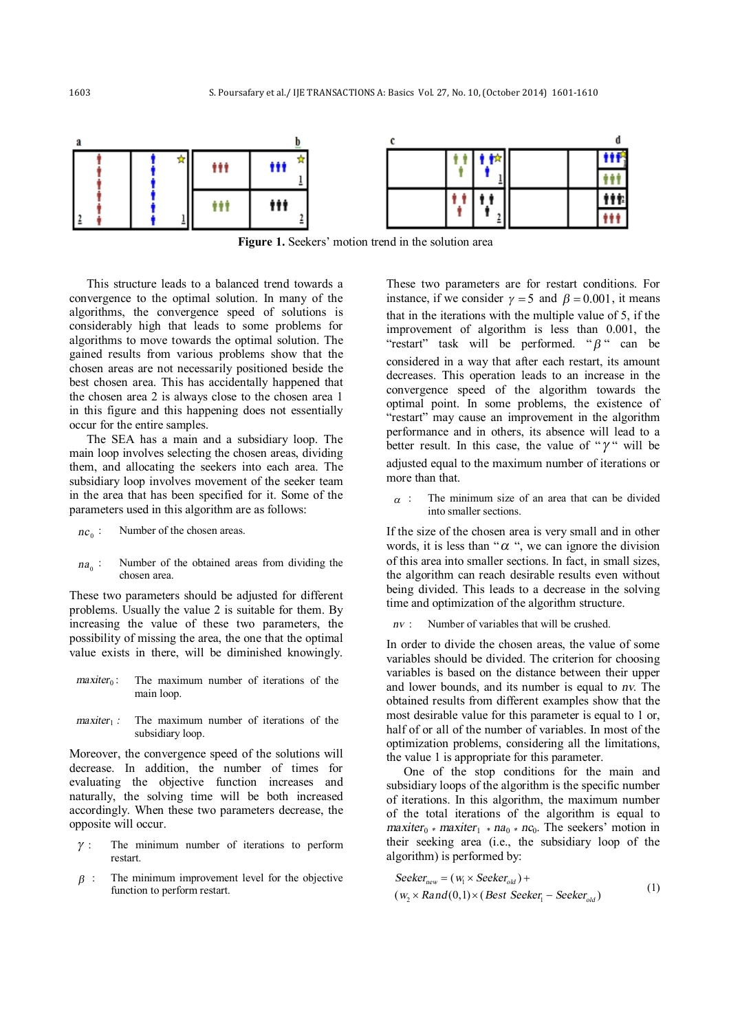**Figure 1.** Seekers' motion trend in the solution area

This structure leads to a balanced trend towards a convergence to the optimal solution. In many of the algorithms, the convergence speed of solutions is considerably high that leads to some problems for algorithms to move towards the optimal solution. The gained results from various problems show that the chosen areas are not necessarily positioned beside the best chosen area. This has accidentally happened that the chosen area 2 is always close to the chosen area 1 in this figure and this happening does not essentially occur for the entire samples.

The SEA has a main and a subsidiary loop. The main loop involves selecting the chosen areas, dividing them, and allocating the seekers into each area. The subsidiary loop involves movement of the seeker team in the area that has been specified for it. Some of the parameters used in this algorithm are as follows:

$nc_0$ : Number of the chosen areas.

$na_0$ : Number of the obtained areas from dividing the chosen area.

These two parameters should be adjusted for different problems. Usually the value 2 is suitable for them. By increasing the value of these two parameters, the possibility of missing the area, the one that the optimal value exists in there, will be diminished knowingly.

$maxiter_0$ : The maximum number of iterations of the main loop.

$maxiter_1$ : The maximum number of iterations of the subsidiary loop.

Moreover, the convergence speed of the solutions will decrease. In addition, the number of times for evaluating the objective function increases and naturally, the solving time will be both increased accordingly. When these two parameters decrease, the opposite will occur.

$\gamma$ : The minimum number of iterations to perform restart.

$\beta$ : The minimum improvement level for the objective function to perform restart.

These two parameters are for restart conditions. For instance, if we consider $\gamma = 5$ and $\beta = 0.001$, it means that in the iterations with the multiple value of 5, if the improvement of algorithm is less than 0.001, the "restart" task will be performed. "$\beta$" can be considered in a way that after each restart, its amount decreases. This operation leads to an increase in the convergence of the algorithm towards the optimal point. In some problems, the existence of "restart" may cause an improvement in the algorithm performance and in others, its absence will lead to a better result. In this case, the value of "$\gamma$" will be adjusted equal to the maximum number of iterations or more than that.

$\alpha$ : The minimum size of an area that can be divided into smaller sections.

If the size of the chosen area is very small and in other words, it is less than "$\alpha$", we can ignore the division of this area into smaller sections. In fact, in small sizes, the algorithm can reach desirable results even without being divided. This leads to a decrease in the solving time and optimization of the algorithm structure.

$nv$ : Number of variables that will be crushed.

In order to divide the chosen areas, the value of some variables should be divided. The criterion for choosing variables is based on the distance between their upper and lower bounds, and its number is equal to $nv$. The obtained results from different examples show that the most desirable value for this parameter is equal to 1 or, half of or all of the number of variables. In most of the optimization problems, considering all the limitations, the value 1 is appropriate for this parameter.

One of the stop conditions for the main and subsidiary loops of the algorithm is the specific number of iterations. In this algorithm, the maximum number of the total iterations of the algorithm is equal to $maxiter_0 * maxiter_1 * na_0 * nc_0$. The seekers' motion in their seeking area (i.e., the subsidiary loop of the algorithm) is performed by:

$$Seeker_{new} = (w_1 \times Seeker_{old}) + (w_2 \times Rand(0,1) \times (Best\ Seeker_1 - Seeker_{old}) \quad (1)$$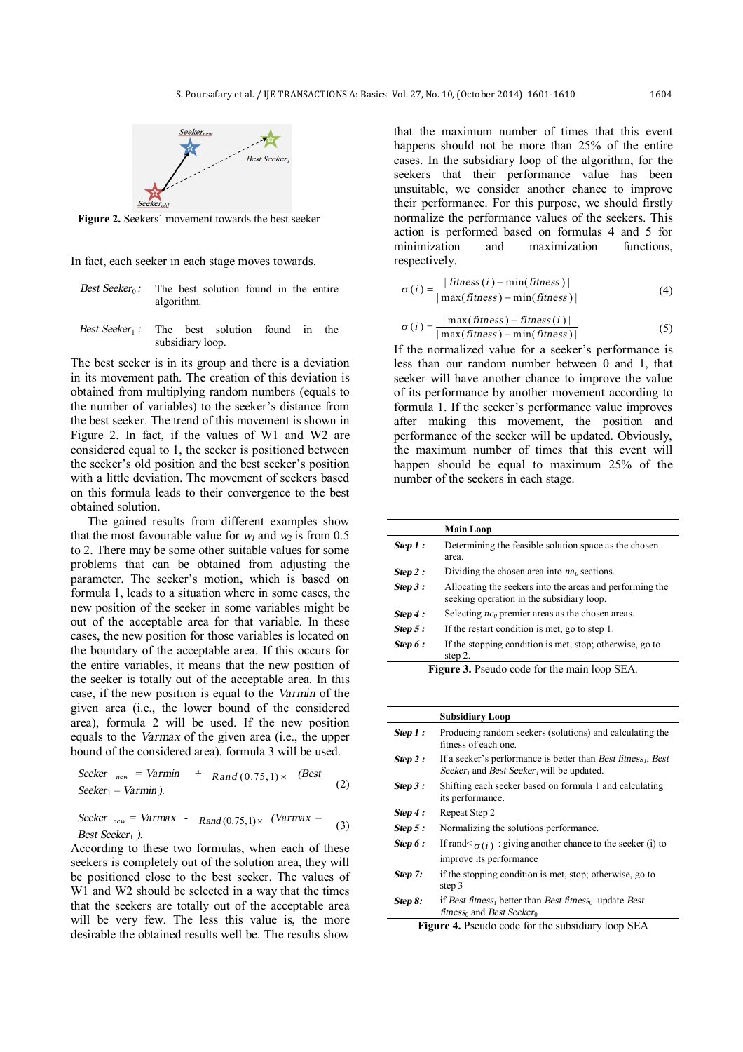**Figure 2.** Seekers' movement towards the best seeker

In fact, each seeker in each stage moves towards.

*Best Seeker*$_0$ *:* The best solution found in the entire algorithm.

*Best Seeker*$_1$ *:* The best solution found in the subsidiary loop.

The best seeker is in its group and there is a deviation in its movement path. The creation of this deviation is obtained from multiplying random numbers (equals to the number of variables) to the seeker's distance from the best seeker. The trend of this movement is shown in Figure 2. In fact, if the values of W1 and W2 are considered equal to 1, the seeker is positioned between the seeker's old position and the best seeker's position with a little deviation. The movement of seekers based on this formula leads to their convergence to the best obtained solution.

The gained results from different examples show that the most favourable value for $w_1$ and $w_2$ is from 0.5 to 2. There may be some other suitable values for some problems that can be obtained from adjusting the parameter. The seeker's motion, which is based on formula 1, leads to a situation where in some cases, the new position of the seeker in some variables might be out of the acceptable area for that variable. In these cases, the new position for those variables is located on the boundary of the acceptable area. If this occurs for the entire variables, it means that the new position of the seeker is totally out of the acceptable area. In this case, if the new position is equal to the *Varmin* of the given area (i.e., the lower bound of the considered area), formula 2 will be used. If the new position equals to the *Varmax* of the given area (i.e., the upper bound of the considered area), formula 3 will be used.

$$Seeker_{new} = Varmin + Rand(0.75,1) \times (Best\ Seeker_1 - Varmin) \tag{2}$$

$$Seeker_{new} = Varmax - Rand(0.75,1) \times (Varmax - Best\ Seeker_1) \tag{3}$$

According to these two formulas, when each of these seekers is completely out of the solution area, they will be positioned close to the best seeker. The values of W1 and W2 should be selected in a way that the times that the seekers are totally out of the acceptable area will be very few. The less this value is, the more desirable the obtained results well be. The results show that the maximum number of times that this event happens should not be more than 25% of the entire cases. In the subsidiary loop of the algorithm, for the seekers that their performance value has been unsuitable, we consider another chance to improve their performance. For this purpose, we should firstly normalize the performance values of the seekers. This action is performed based on formulas 4 and 5 for minimization and maximization functions, respectively.

$$\sigma(i) = \frac{|\,fitness(i) - \min(fitness)\,|}{|\max(fitness) - \min(fitness)|} \tag{4}$$

$$\sigma(i) = \frac{|\max(fitness) - fitness(i)\,|}{|\max(fitness) - \min(fitness)|} \tag{5}$$

If the normalized value for a seeker's performance is less than our random number between 0 and 1, that seeker will have another chance to improve the value of its performance by another movement according to formula 1. If the seeker's performance value improves after making this movement, the position and performance of the seeker will be updated. Obviously, the maximum number of times that this event will happen should be equal to maximum 25% of the number of the seekers in each stage.

| | **Main Loop** |
|---|---|
| ***Step 1 :*** | Determining the feasible solution space as the chosen area. |
| ***Step 2 :*** | Dividing the chosen area into $na_0$ sections. |
| ***Step 3 :*** | Allocating the seekers into the areas and performing the seeking operation in the subsidiary loop. |
| ***Step 4 :*** | Selecting $nc_0$ premier areas as the chosen areas. |
| ***Step 5 :*** | If the restart condition is met, go to step 1. |
| ***Step 6 :*** | If the stopping condition is met, stop; otherwise, go to step 2. |

**Figure 3.** Pseudo code for the main loop SEA.

| | **Subsidiary Loop** |
|---|---|
| ***Step 1 :*** | Producing random seekers (solutions) and calculating the fitness of each one. |
| ***Step 2 :*** | If a seeker's performance is better than *Best fitness*$_1$, *Best Seeker*$_1$ will be updated. |
| ***Step 3 :*** | Shifting each seeker based on formula 1 and calculating its performance. |
| ***Step 4 :*** | Repeat Step 2 |
| ***Step 5 :*** | Normalizing the solutions performance. |
| ***Step 6 :*** | If rand< $\sigma(i)$ : giving another chance to the seeker (i) to improve its performance |
| ***Step 7:*** | if the stopping condition is met, stop; otherwise, go to step 3 |
| ***Step 8:*** | if *Best fitness*$_1$ better than *Best fitness*$_0$ update *Best fitness*$_0$ and *Best Seeker*$_0$ |

**Figure 4.** Pseudo code for the subsidiary loop SEA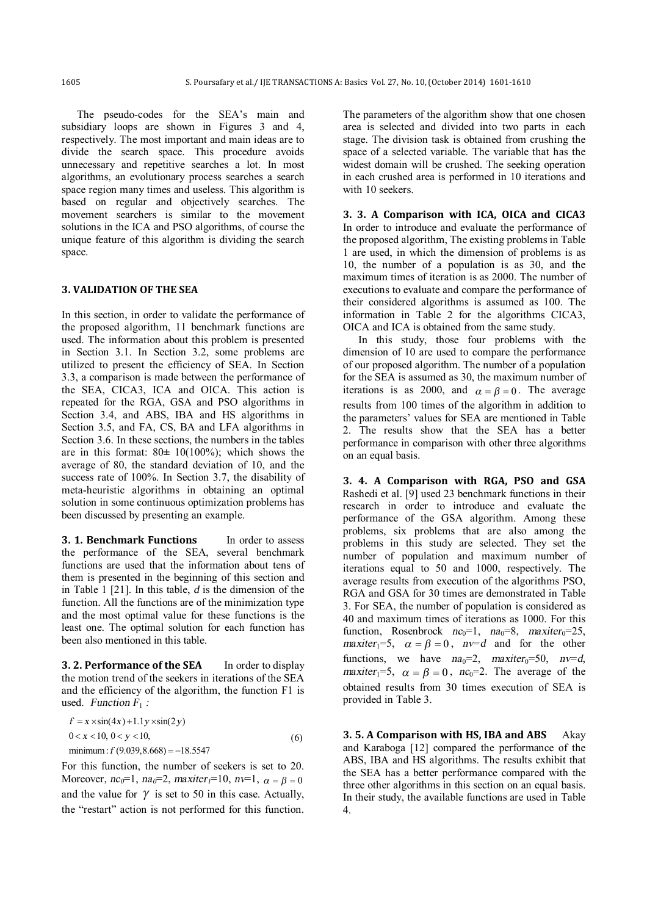The pseudo-codes for the SEA's main and subsidiary loops are shown in Figures 3 and 4, respectively. The most important and main ideas are to divide the search space. This procedure avoids unnecessary and repetitive searches a lot. In most algorithms, an evolutionary process searches a search space region many times and useless. This algorithm is based on regular and objectively searches. The movement searchers is similar to the movement solutions in the ICA and PSO algorithms, of course the unique feature of this algorithm is dividing the search space.

## 3. VALIDATION OF THE SEA

In this section, in order to validate the performance of the proposed algorithm, 11 benchmark functions are used. The information about this problem is presented in Section 3.1. In Section 3.2, some problems are utilized to present the efficiency of SEA. In Section 3.3, a comparison is made between the performance of the SEA, CICA3, ICA and OICA. This action is repeated for the RGA, GSA and PSO algorithms in Section 3.4, and ABS, IBA and HS algorithms in Section 3.5, and FA, CS, BA and LFA algorithms in Section 3.6. In these sections, the numbers in the tables are in this format: 80± 10(100%); which shows the average of 80, the standard deviation of 10, and the success rate of 100%. In Section 3.7, the disability of meta-heuristic algorithms in obtaining an optimal solution in some continuous optimization problems has been discussed by presenting an example.

**3. 1. Benchmark Functions** In order to assess the performance of the SEA, several benchmark functions are used that the information about tens of them is presented in the beginning of this section and in Table 1 [21]. In this table, $d$ is the dimension of the function. All the functions are of the minimization type and the most optimal value for these functions is the least one. The optimal solution for each function has been also mentioned in this table.

**3. 2. Performance of the SEA** In order to display the motion trend of the seekers in iterations of the SEA and the efficiency of the algorithm, the function F1 is used. *Function $F_1$ :*

$$
\begin{aligned}
&f = x \times \sin(4x) + 1.1 y \times \sin(2y) \\
&0 < x < 10,\ 0 < y < 10, \\
&\text{minimum}: f(9.039, 8.668) = -18.5547
\end{aligned}
\tag{6}
$$

For this function, the number of seekers is set to 20. Moreover, $nc_0$=1, $na_0$=2, $maxiter_l$=10, $nv$=1, $\alpha = \beta = 0$ and the value for $\gamma$ is set to 50 in this case. Actually, the "restart" action is not performed for this function. The parameters of the algorithm show that one chosen area is selected and divided into two parts in each stage. The division task is obtained from crushing the space of a selected variable. The variable that has the widest domain will be crushed. The seeking operation in each crushed area is performed in 10 iterations and with 10 seekers.

**3. 3. A Comparison with ICA, OICA and CICA3** In order to introduce and evaluate the performance of the proposed algorithm, The existing problems in Table 1 are used, in which the dimension of problems is as 10, the number of a population is as 30, and the maximum times of iteration is as 2000. The number of executions to evaluate and compare the performance of their considered algorithms is assumed as 100. The information in Table 2 for the algorithms CICA3, OICA and ICA is obtained from the same study.

In this study, those four problems with the dimension of 10 are used to compare the performance of our proposed algorithm. The number of a population for the SEA is assumed as 30, the maximum number of iterations is as 2000, and $\alpha = \beta = 0$. The average results from 100 times of the algorithm in addition to the parameters' values for SEA are mentioned in Table 2. The results show that the SEA has a better performance in comparison with other three algorithms on an equal basis.

**3. 4. A Comparison with RGA, PSO and GSA** Rashedi et al. [9] used 23 benchmark functions in their research in order to introduce and evaluate the performance of the GSA algorithm. Among these problems, six problems that are also among the problems in this study are selected. They set the number of population and maximum number of iterations equal to 50 and 1000, respectively. The average results from execution of the algorithms PSO, RGA and GSA for 30 times are demonstrated in Table 3. For SEA, the number of population is considered as 40 and maximum times of iterations as 1000. For this function, Rosenbrock $nc_0$=1, $na_0$=8, $maxiter_0$=25, $maxiter_1$=5, $\alpha = \beta = 0$, $nv$=$d$ and for the other functions, we have $na_0$=2, $maxiter_0$=50, $nv$=$d$, $maxiter_1$=5, $\alpha = \beta = 0$, $nc_0$=2. The average of the obtained results from 30 times execution of SEA is provided in Table 3.

**3. 5. A Comparison with HS, IBA and ABS** Akay and Karaboga [12] compared the performance of the ABS, IBA and HS algorithms. The results exhibit that the SEA has a better performance compared with the three other algorithms in this section on an equal basis. In their study, the available functions are used in Table 4.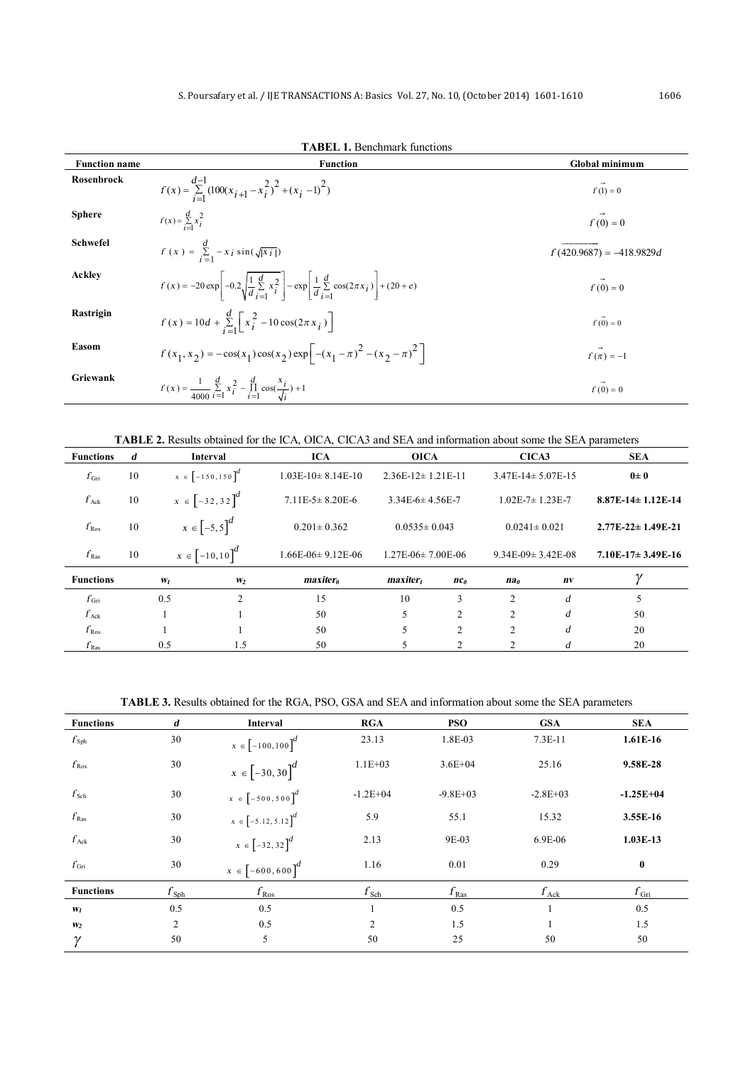**TABEL 1.** Benchmark functions

| Function name | Function | Global minimum |
|---|---|---|
| Rosenbrock | $f(x)=\sum_{i=1}^{d-1}(100(x_{i+1}-x_i^2)^2+(x_i-1)^2)$ | $f(\vec{1})=0$ |
| Sphere | $f(x)=\sum_{i=1}^{d}x_i^2$ | $f(\vec{0})=0$ |
| Schwefel | $f(x)=\sum_{i=1}^{d}-x_i\sin(\sqrt{\lvert x_i\rvert})$ | $f(\overrightarrow{420.9687})=-418.9829d$ |
| Ackley | $f(x)=-20\exp\left[-0.2\sqrt{\frac{1}{d}\sum_{i=1}^{d}x_i^2}\right]-\exp\left[\frac{1}{d}\sum_{i=1}^{d}\cos(2\pi x_i)\right]+(20+e)$ | $f(\vec{0})=0$ |
| Rastrigin | $f(x)=10d+\sum_{i=1}^{d}\left[x_i^2-10\cos(2\pi x_i)\right]$ | $f(\vec{0})=0$ |
| Easom | $f(x_1,x_2)=-\cos(x_1)\cos(x_2)\exp\left[-(x_1-\pi)^2-(x_2-\pi)^2\right]$ | $f(\vec{\pi})=-1$ |
| Griewank | $f(x)=\frac{1}{4000}\sum_{i=1}^{d}x_i^2-\prod_{i=1}^{d}\cos(\frac{x_i}{\sqrt{i}})+1$ | $f(\vec{0})=0$ |

**TABLE 2.** Results obtained for the ICA, OICA, CICA3 and SEA and information about some the SEA parameters

| Functions | $d$ | Interval | ICA | OICA | | CICA3 | | SEA |
|---|---|---|---|---|---|---|---|---|
| $f_{Gri}$ | 10 | $x\in[-150,150]^d$ | 1.03E-10± 8.14E-10 | 2.36E-12± 1.21E-11 | | 3.47E-14± 5.07E-15 | | **0± 0** |
| $f_{Ack}$ | 10 | $x\in[-32,32]^d$ | 7.11E-5± 8.20E-6 | 3.34E-6± 4.56E-7 | | 1.02E-7± 1.23E-7 | | **8.87E-14± 1.12E-14** |
| $f_{Ros}$ | 10 | $x\in[-5,5]^d$ | 0.201± 0.362 | 0.0535± 0.043 | | 0.0241± 0.021 | | **2.77E-22± 1.49E-21** |
| $f_{Ras}$ | 10 | $x\in[-10,10]^d$ | 1.66E-06± 9.12E-06 | 1.27E-06± 7.00E-06 | | 9.34E-09± 3.42E-08 | | **7.10E-17± 3.49E-16** |
| **Functions** | $w_1$ | $w_2$ | $maxiter_0$ | $maxiter_1$ | $nc_0$ | $na_0$ | $nv$ | $\gamma$ |
| $f_{Gri}$ | 0.5 | 2 | 15 | 10 | 3 | 2 | $d$ | 5 |
| $f_{Ack}$ | 1 | 1 | 50 | 5 | 2 | 2 | $d$ | 50 |
| $f_{Ros}$ | 1 | 1 | 50 | 5 | 2 | 2 | $d$ | 20 |
| $f_{Ras}$ | 0.5 | 1.5 | 50 | 5 | 2 | 2 | $d$ | 20 |

**TABLE 3.** Results obtained for the RGA, PSO, GSA and SEA and information about some the SEA parameters

| Functions | $d$ | Interval | RGA | PSO | GSA | SEA |
|---|---|---|---|---|---|---|
| $f_{Sph}$ | 30 | $x\in[-100,100]^d$ | 23.13 | 1.8E-03 | 7.3E-11 | **1.61E-16** |
| $f_{Ros}$ | 30 | $x\in[-30,30]^d$ | 1.1E+03 | 3.6E+04 | 25.16 | **9.58E-28** |
| $f_{Sch}$ | 30 | $x\in[-500,500]^d$ | -1.2E+04 | -9.8E+03 | -2.8E+03 | **-1.25E+04** |
| $f_{Ras}$ | 30 | $x\in[-5.12,5.12]^d$ | 5.9 | 55.1 | 15.32 | **3.55E-16** |
| $f_{Ack}$ | 30 | $x\in[-32,32]^d$ | 2.13 | 9E-03 | 6.9E-06 | **1.03E-13** |
| $f_{Gri}$ | 30 | $x\in[-600,600]^d$ | 1.16 | 0.01 | 0.29 | **0** |
| **Functions** | $f_{Sph}$ | $f_{Ros}$ | $f_{Sch}$ | $f_{Ras}$ | $f_{Ack}$ | $f_{Gri}$ |
| $w_1$ | 0.5 | 0.5 | 1 | 0.5 | 1 | 0.5 |
| $w_2$ | 2 | 0.5 | 2 | 1.5 | 1 | 1.5 |
| $\gamma$ | 50 | 5 | 50 | 25 | 50 | 50 |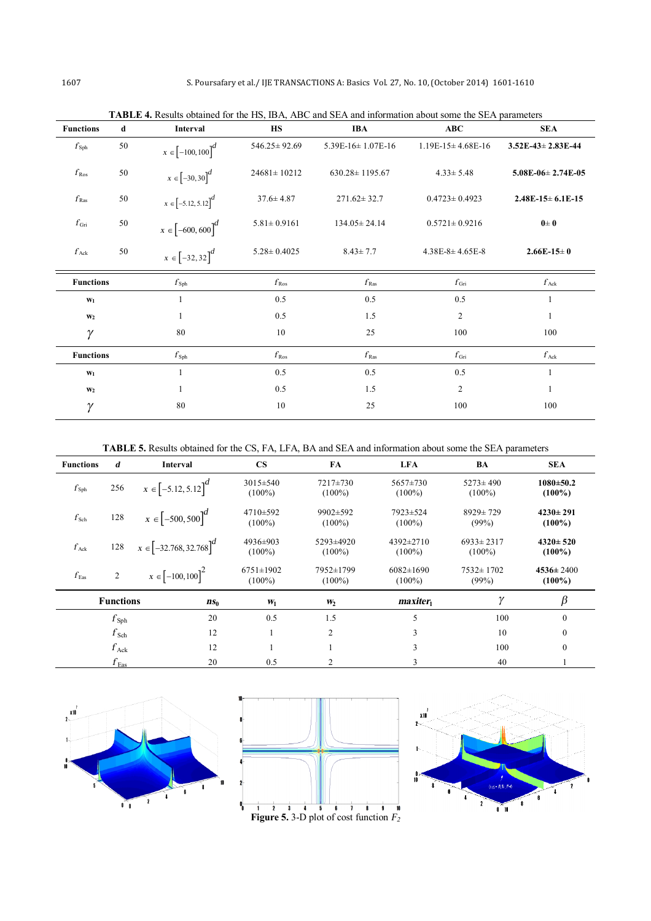**TABLE 4.** Results obtained for the HS, IBA, ABC and SEA and information about some the SEA parameters

| Functions | d | Interval | HS | IBA | ABC | SEA |
|---|---|---|---|---|---|---|
| $f_{\text{Sph}}$ | 50 | $x \in [-100,100]^d$ | 546.25± 92.69 | 5.39E-16± 1.07E-16 | 1.19E-15± 4.68E-16 | **3.52E-43± 2.83E-44** |
| $f_{\text{Ros}}$ | 50 | $x \in [-30,30]^d$ | 24681± 10212 | 630.28± 1195.67 | 4.33± 5.48 | **5.08E-06± 2.74E-05** |
| $f_{\text{Ras}}$ | 50 | $x \in [-5.12,5.12]^d$ | 37.6± 4.87 | 271.62± 32.7 | 0.4723± 0.4923 | **2.48E-15± 6.1E-15** |
| $f_{\text{Gri}}$ | 50 | $x \in [-600,600]^d$ | 5.81± 0.9161 | 134.05± 24.14 | 0.5721± 0.9216 | **0± 0** |
| $f_{\text{Ack}}$ | 50 | $x \in [-32,32]^d$ | 5.28± 0.4025 | 8.43± 7.7 | 4.38E-8± 4.65E-8 | **2.66E-15± 0** |

| Functions | $f_{\text{Sph}}$ | $f_{\text{Ros}}$ | $f_{\text{Ras}}$ | $f_{\text{Gri}}$ | $f_{\text{Ack}}$ |
|---|---|---|---|---|---|
| $w_1$ | 1 | 0.5 | 0.5 | 0.5 | 1 |
| $w_2$ | 1 | 0.5 | 1.5 | 2 | 1 |
| $\gamma$ | 80 | 10 | 25 | 100 | 100 |

| Functions | $f_{\text{Sph}}$ | $f_{\text{Ros}}$ | $f_{\text{Ras}}$ | $f_{\text{Gri}}$ | $f_{\text{Ack}}$ |
|---|---|---|---|---|---|
| $w_1$ | 1 | 0.5 | 0.5 | 0.5 | 1 |
| $w_2$ | 1 | 0.5 | 1.5 | 2 | 1 |
| $\gamma$ | 80 | 10 | 25 | 100 | 100 |

**TABLE 5.** Results obtained for the CS, FA, LFA, BA and SEA and information about some the SEA parameters

| Functions | *d* | Interval | CS | FA | LFA | BA | SEA |
|---|---|---|---|---|---|---|---|
| $f_{\text{Sph}}$ | 256 | $x \in [-5.12,5.12]^d$ | 3015±540 (100%) | 7217±730 (100%) | 5657±730 (100%) | 5273± 490 (100%) | **1080±50.2 (100%)** |
| $f_{\text{Sch}}$ | 128 | $x \in [-500,500]^d$ | 4710±592 (100%) | 9902±592 (100%) | 7923±524 (100%) | 8929± 729 (99%) | **4230± 291 (100%)** |
| $f_{\text{Ack}}$ | 128 | $x \in [-32.768,32.768]^d$ | 4936±903 (100%) | 5293±4920 (100%) | 4392±2710 (100%) | 6933± 2317 (100%) | **4320± 520 (100%)** |
| $f_{\text{Eas}}$ | 2 | $x \in [-100,100]^2$ | 6751±1902 (100%) | 7952±1799 (100%) | 6082±1690 (100%) | 7532± 1702 (99%) | **4536± 2400 (100%)** |

| Functions | $ns_0$ | $w_1$ | $w_2$ | $maxiter_1$ | $\gamma$ | $\beta$ |
|---|---|---|---|---|---|---|
| $f_{\text{Sph}}$ | 20 | 0.5 | 1.5 | 5 | 100 | 0 |
| $f_{\text{Sch}}$ | 12 | 1 | 2 | 3 | 10 | 0 |
| $f_{\text{Ack}}$ | 12 | 1 | 1 | 3 | 100 | 0 |
| $f_{\text{Eas}}$ | 20 | 0.5 | 2 | 3 | 40 | 1 |

**Figure 5.** 3-D plot of cost function $F_2$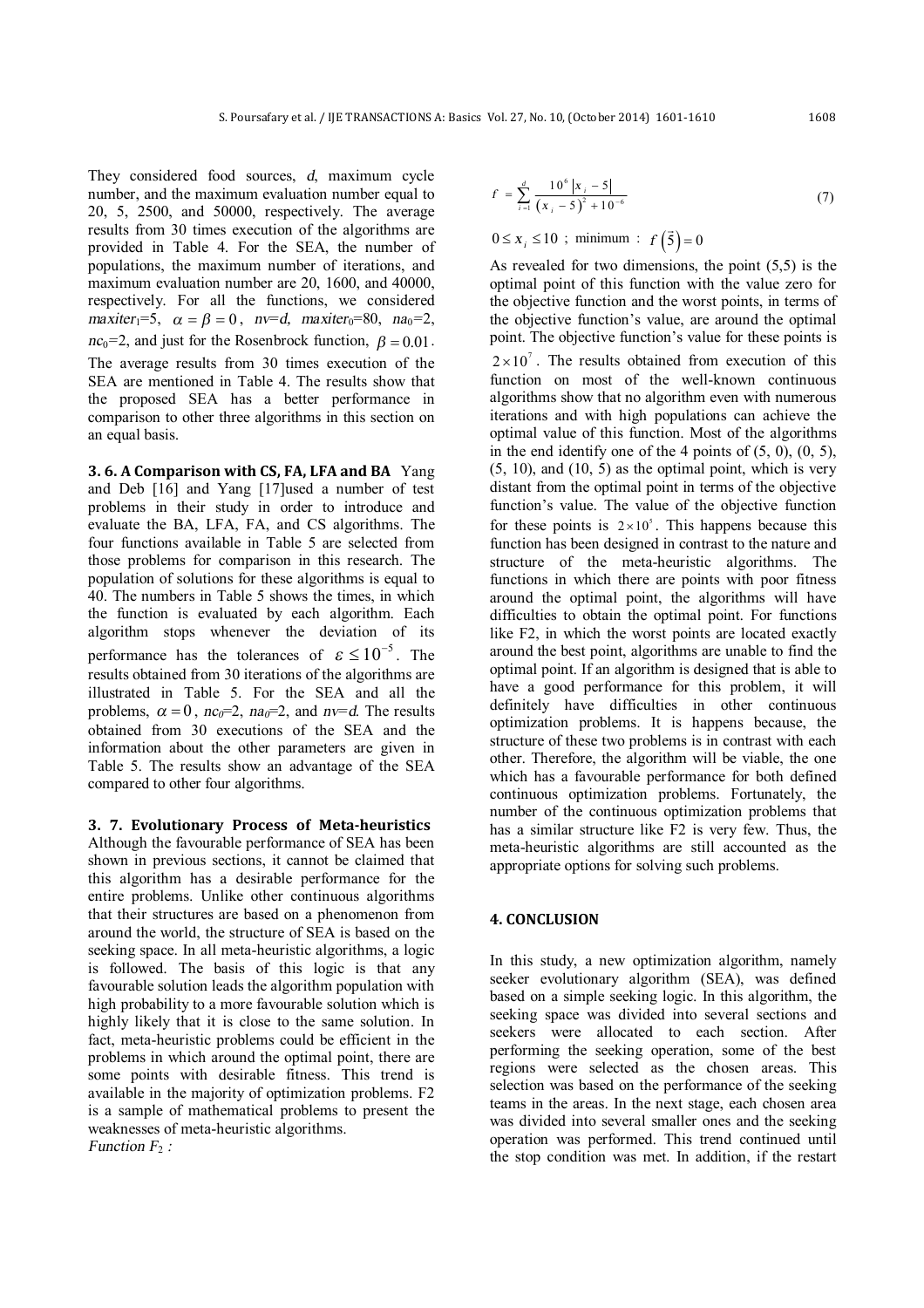They considered food sources, $d$, maximum cycle number, and the maximum evaluation number equal to 20, 5, 2500, and 50000, respectively. The average results from 30 times execution of the algorithms are provided in Table 4. For the SEA, the number of populations, the maximum number of iterations, and maximum evaluation number are 20, 1600, and 40000, respectively. For all the functions, we considered $maxiter_1$=5, $\alpha = \beta = 0$, $nv$=$d$, $maxiter_0$=80, $na_0$=2, $nc_0$=2, and just for the Rosenbrock function, $\beta = 0.01$. The average results from 30 times execution of the SEA are mentioned in Table 4. The results show that the proposed SEA has a better performance in comparison to other three algorithms in this section on an equal basis.

### 3. 6. A Comparison with CS, FA, LFA and BA

Yang and Deb [16] and Yang [17]used a number of test problems in their study in order to introduce and evaluate the BA, LFA, FA, and CS algorithms. The four functions available in Table 5 are selected from those problems for comparison in this research. The population of solutions for these algorithms is equal to 40. The numbers in Table 5 shows the times, in which the function is evaluated by each algorithm. Each algorithm stops whenever the deviation of its performance has the tolerances of $\varepsilon \leq 10^{-5}$. The results obtained from 30 iterations of the algorithms are illustrated in Table 5. For the SEA and all the problems, $\alpha = 0$, $nc_0$=2, $na_0$=2, and $nv$=$d$. The results obtained from 30 executions of the SEA and the information about the other parameters are given in Table 5. The results show an advantage of the SEA compared to other four algorithms.

### 3. 7. Evolutionary Process of Meta-heuristics

Although the favourable performance of SEA has been shown in previous sections, it cannot be claimed that this algorithm has a desirable performance for the entire problems. Unlike other continuous algorithms that their structures are based on a phenomenon from around the world, the structure of SEA is based on the seeking space. In all meta-heuristic algorithms, a logic is followed. The basis of this logic is that any favourable solution leads the algorithm population with high probability to a more favourable solution which is highly likely that it is close to the same solution. In fact, meta-heuristic problems could be efficient in the problems in which around the optimal point, there are some points with desirable fitness. This trend is available in the majority of optimization problems. F2 is a sample of mathematical problems to present the weaknesses of meta-heuristic algorithms.

*Function $F_2$ :*

$$f = \sum_{i=1}^{d} \frac{10^6 \left| x_i - 5 \right|}{\left( x_i - 5 \right)^2 + 10^{-6}} \tag{7}$$

$0 \leq x_i \leq 10$ ; minimum : $f\left(\vec{5}\right) = 0$

As revealed for two dimensions, the point (5,5) is the optimal point of this function with the value zero for the objective function and the worst points, in terms of the objective function's value, are around the optimal point. The objective function's value for these points is $2 \times 10^7$. The results obtained from execution of this function on most of the well-known continuous algorithms show that no algorithm even with numerous iterations and with high populations can achieve the optimal value of this function. Most of the algorithms in the end identify one of the 4 points of (5, 0), (0, 5), (5, 10), and (10, 5) as the optimal point, which is very distant from the optimal point in terms of the objective function's value. The value of the objective function for these points is $2 \times 10^5$. This happens because this function has been designed in contrast to the nature and structure of the meta-heuristic algorithms. The functions in which there are points with poor fitness around the optimal point, the algorithms will have difficulties to obtain the optimal point. For functions like F2, in which the worst points are located exactly around the best point, algorithms are unable to find the optimal point. If an algorithm is designed that is able to have a good performance for this problem, it will definitely have difficulties in other continuous optimization problems. It is happens because, the structure of these two problems is in contrast with each other. Therefore, the algorithm will be viable, the one which has a favourable performance for both defined continuous optimization problems. Fortunately, the number of the continuous optimization problems that has a similar structure like F2 is very few. Thus, the meta-heuristic algorithms are still accounted as the appropriate options for solving such problems.

## 4. CONCLUSION

In this study, a new optimization algorithm, namely seeker evolutionary algorithm (SEA), was defined based on a simple seeking logic. In this algorithm, the seeking space was divided into several sections and seekers were allocated to each section. After performing the seeking operation, some of the best regions were selected as the chosen areas. This selection was based on the performance of the seeking teams in the areas. In the next stage, each chosen area was divided into several smaller ones and the seeking operation was performed. This trend continued until the stop condition was met. In addition, if the restart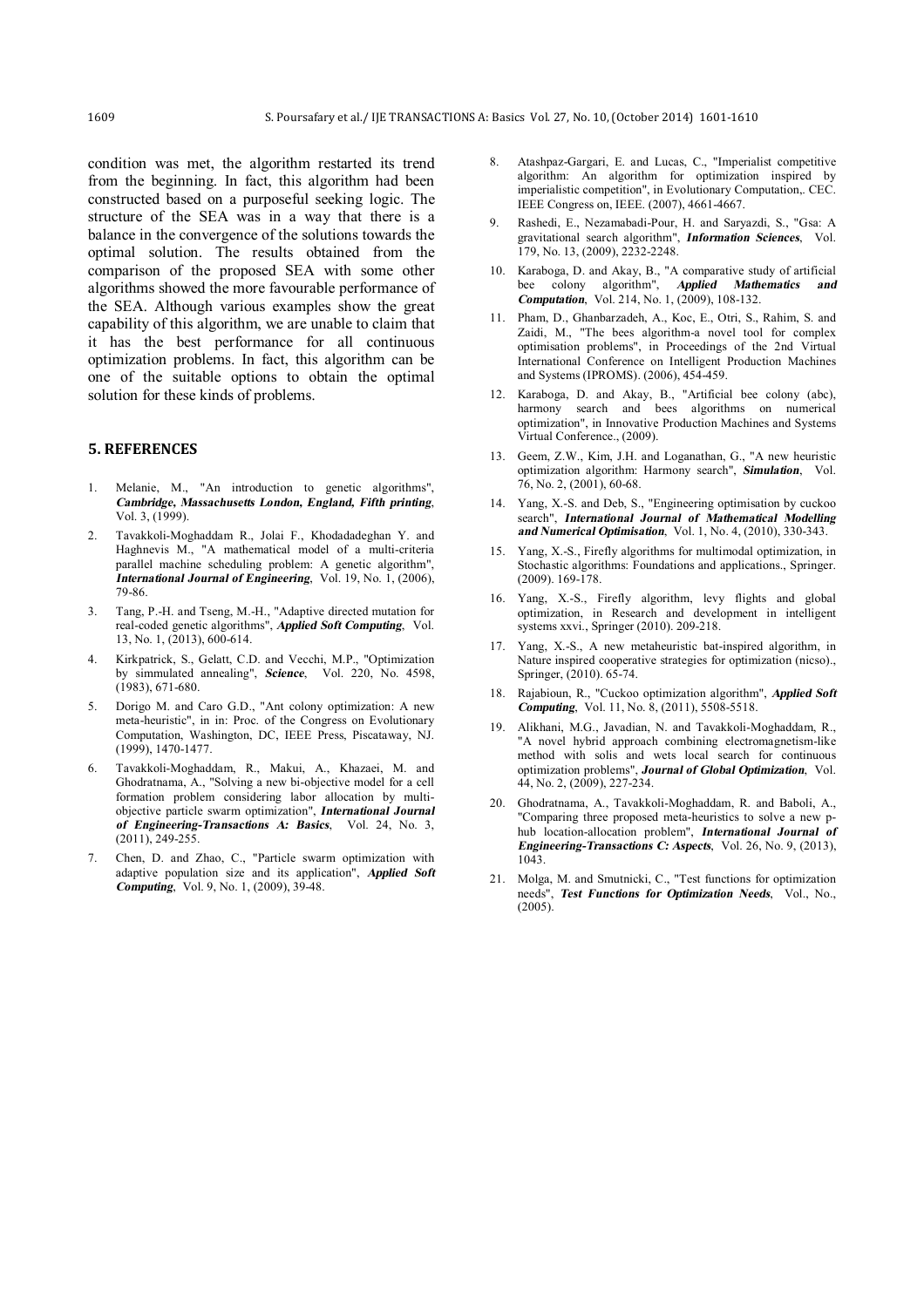condition was met, the algorithm restarted its trend from the beginning. In fact, this algorithm had been constructed based on a purposeful seeking logic. The structure of the SEA was in a way that there is a balance in the convergence of the solutions towards the optimal solution. The results obtained from the comparison of the proposed SEA with some other algorithms showed the more favourable performance of the SEA. Although various examples show the great capability of this algorithm, we are unable to claim that it has the best performance for all continuous optimization problems. In fact, this algorithm can be one of the suitable options to obtain the optimal solution for these kinds of problems.

## 5. REFERENCES

1. Melanie, M., "An introduction to genetic algorithms", ***Cambridge, Massachusetts London, England, Fifth printing***, Vol. 3, (1999).
2. Tavakkoli-Moghaddam R., Jolai F., Khodadadeghan Y. and Haghnevis M., "A mathematical model of a multi-criteria parallel machine scheduling problem: A genetic algorithm", ***International Journal of Engineering***, Vol. 19, No. 1, (2006), 79-86.
3. Tang, P.-H. and Tseng, M.-H., "Adaptive directed mutation for real-coded genetic algorithms", ***Applied Soft Computing***, Vol. 13, No. 1, (2013), 600-614.
4. Kirkpatrick, S., Gelatt, C.D. and Vecchi, M.P., "Optimization by simmulated annealing", ***Science***, Vol. 220, No. 4598, (1983), 671-680.
5. Dorigo M. and Caro G.D., "Ant colony optimization: A new meta-heuristic", in in: Proc. of the Congress on Evolutionary Computation, Washington, DC, IEEE Press, Piscataway, NJ. (1999), 1470-1477.
6. Tavakkoli-Moghaddam, R., Makui, A., Khazaei, M. and Ghodratnama, A., "Solving a new bi-objective model for a cell formation problem considering labor allocation by multi-objective particle swarm optimization", ***International Journal of Engineering-Transactions A: Basics***, Vol. 24, No. 3, (2011), 249-255.
7. Chen, D. and Zhao, C., "Particle swarm optimization with adaptive population size and its application", ***Applied Soft Computing***, Vol. 9, No. 1, (2009), 39-48.
8. Atashpaz-Gargari, E. and Lucas, C., "Imperialist competitive algorithm: An algorithm for optimization inspired by imperialistic competition", in Evolutionary Computation,. CEC. IEEE Congress on, IEEE. (2007), 4661-4667.
9. Rashedi, E., Nezamabadi-Pour, H. and Saryazdi, S., "Gsa: A gravitational search algorithm", ***Information Sciences***, Vol. 179, No. 13, (2009), 2232-2248.
10. Karaboga, D. and Akay, B., "A comparative study of artificial bee colony algorithm", ***Applied Mathematics and Computation***, Vol. 214, No. 1, (2009), 108-132.
11. Pham, D., Ghanbarzadeh, A., Koc, E., Otri, S., Rahim, S. and Zaidi, M., "The bees algorithm-a novel tool for complex optimisation problems", in Proceedings of the 2nd Virtual International Conference on Intelligent Production Machines and Systems (IPROMS). (2006), 454-459.
12. Karaboga, D. and Akay, B., "Artificial bee colony (abc), harmony search and bees algorithms on numerical optimization", in Innovative Production Machines and Systems Virtual Conference., (2009).
13. Geem, Z.W., Kim, J.H. and Loganathan, G., "A new heuristic optimization algorithm: Harmony search", ***Simulation***, Vol. 76, No. 2, (2001), 60-68.
14. Yang, X.-S. and Deb, S., "Engineering optimisation by cuckoo search", ***International Journal of Mathematical Modelling and Numerical Optimisation***, Vol. 1, No. 4, (2010), 330-343.
15. Yang, X.-S., Firefly algorithms for multimodal optimization, in Stochastic algorithms: Foundations and applications., Springer. (2009). 169-178.
16. Yang, X.-S., Firefly algorithm, levy flights and global optimization, in Research and development in intelligent systems xxvi., Springer (2010). 209-218.
17. Yang, X.-S., A new metaheuristic bat-inspired algorithm, in Nature inspired cooperative strategies for optimization (nicso)., Springer, (2010). 65-74.
18. Rajabioun, R., "Cuckoo optimization algorithm", ***Applied Soft Computing***, Vol. 11, No. 8, (2011), 5508-5518.
19. Alikhani, M.G., Javadian, N. and Tavakkoli-Moghaddam, R., "A novel hybrid approach combining electromagnetism-like method with solis and wets local search for continuous optimization problems", ***Journal of Global Optimization***, Vol. 44, No. 2, (2009), 227-234.
20. Ghodratnama, A., Tavakkoli-Moghaddam, R. and Baboli, A., "Comparing three proposed meta-heuristics to solve a new p-hub location-allocation problem", ***International Journal of Engineering-Transactions C: Aspects***, Vol. 26, No. 9, (2013), 1043.
21. Molga, M. and Smutnicki, C., "Test functions for optimization needs", ***Test Functions for Optimization Needs***, Vol., No., (2005).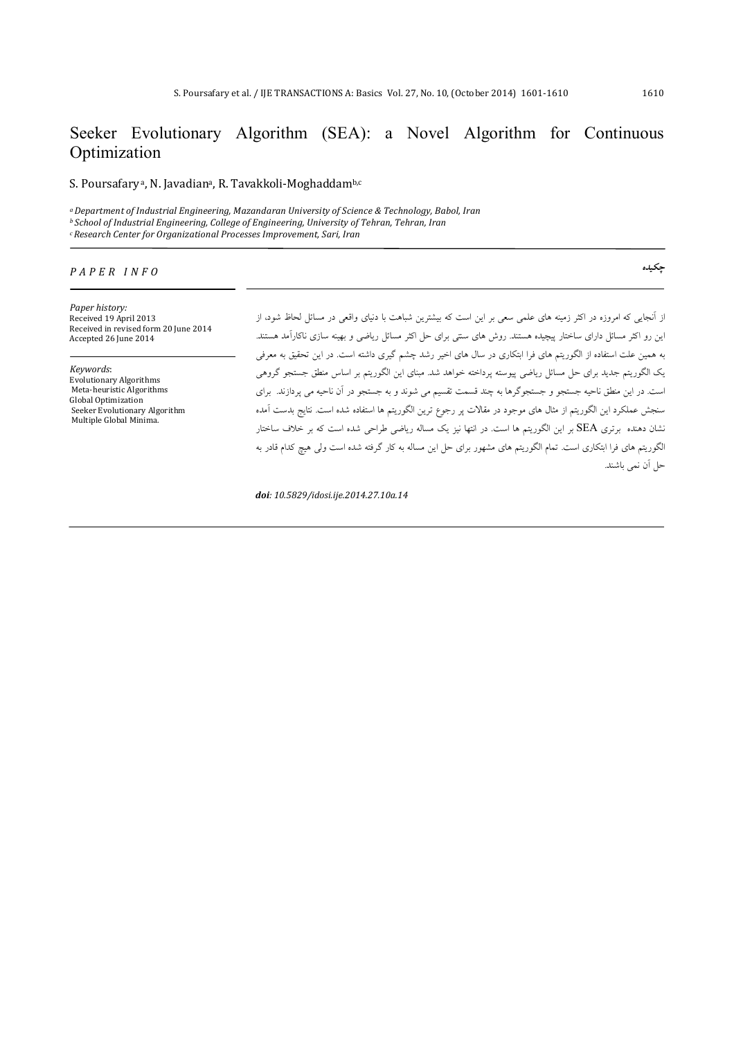# Seeker Evolutionary Algorithm (SEA): a Novel Algorithm for Continuous Optimization

S. Poursafary[a], N. Javadian[a], R. Tavakkoli-Moghaddam[b,c]

*[a] Department of Industrial Engineering, Mazandaran University of Science & Technology, Babol, Iran*
*[b] School of Industrial Engineering, College of Engineering, University of Tehran, Tehran, Iran*
*[c] Research Center for Organizational Processes Improvement, Sari, Iran*

*PAPER INFO*

*Paper history:*
Received 19 April 2013
Received in revised form 20 June 2014
Accepted 26 June 2014

*Keywords*:
Evolutionary Algorithms
Meta-heuristic Algorithms
Global Optimization
Seeker Evolutionary Algorithm
Multiple Global Minima.

**چکیده**

از آنجایی که امروزه در اکثر زمینه های علمی سعی بر این است که بیشترین شباهت با دنیای واقعی در مسائل لحاظ شود، از این رو اکثر مسائل دارای ساختار پیچیده هستند. روش های سنتی برای حل اکثر مسائل ریاضی و بهینه سازی ناکارآمد هستند. به همین علت استفاده از الگوریتم های فرا ابتکاری در سال های اخیر رشد چشم گیری داشته است. در این تحقیق به معرفی یک الگوریتم جدید برای حل مسائل ریاضی پیوسته پرداخته خواهد شد. مبنای این الگوریتم بر اساس منطق جستجو گروهی است. در این منطق ناحیه جستجو و جستجوگرها به چند قسمت تقسیم می شوند و به جستجو در آن ناحیه می پردازند. برای سنجش عملکرد این الگوریتم از مثال های موجود در مقالات پر رجوع ترین الگوریتم ها استفاده شده است. نتایج بدست آمده نشان دهنده برتری SEA بر این الگوریتم ها است. در انتها نیز یک مساله ریاضی طراحی شده است که بر خلاف ساختار الگوریتم های فرا ابتکاری است. تمام الگوریتم های مشهور برای حل این مساله به کار گرفته شده است ولی هیچ کدام قادر به حل آن نمی باشند.

***doi**: 10.5829/idosi.ije.2014.27.10a.14*